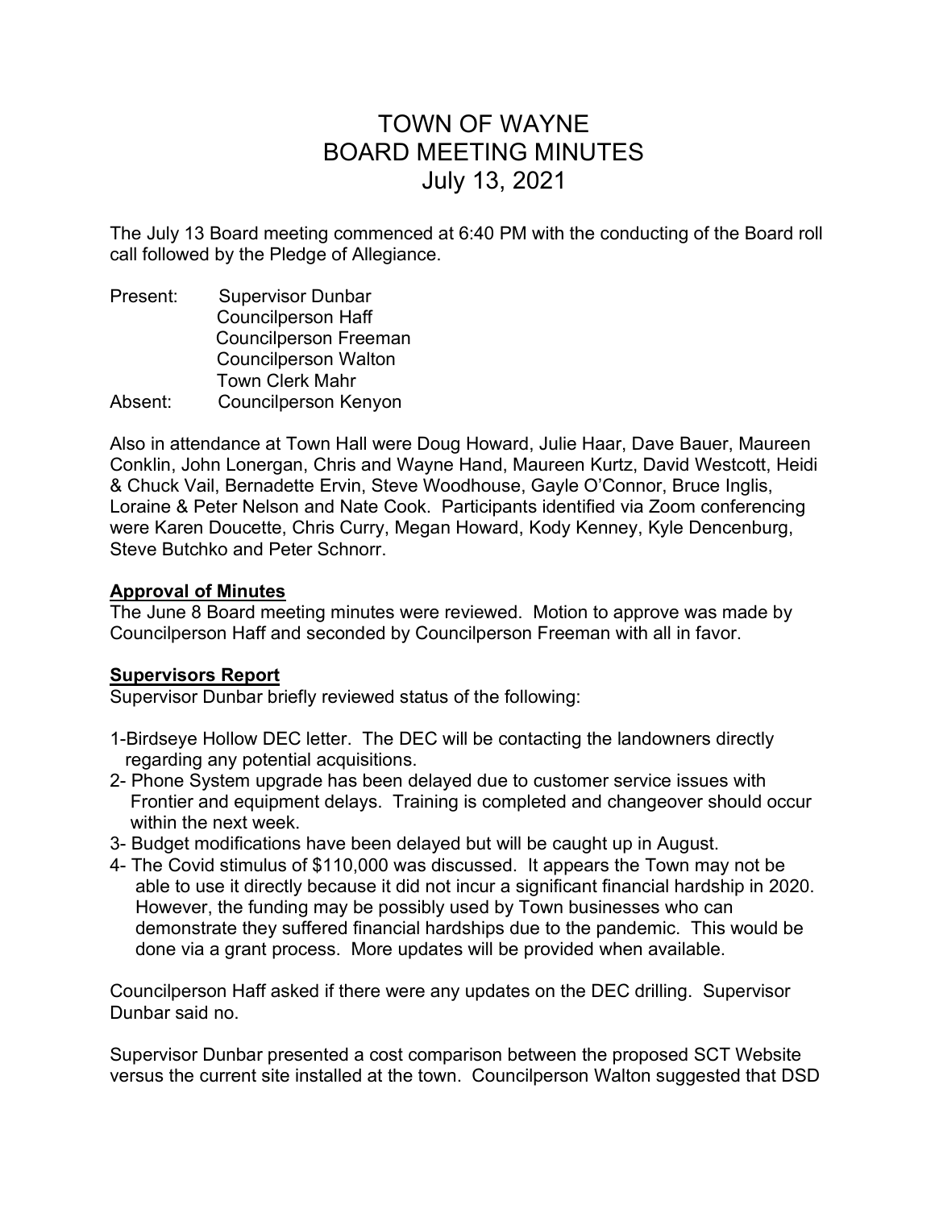# TOWN OF WAYNE
# BOARD MEETING MINUTES
# July 13, 2021

The July 13 Board meeting commenced at 6:40 PM with the conducting of the Board roll call followed by the Pledge of Allegiance.

Present: Supervisor Dunbar
Councilperson Haff
Councilperson Freeman
Councilperson Walton
Town Clerk Mahr
Absent: Councilperson Kenyon

Also in attendance at Town Hall were Doug Howard, Julie Haar, Dave Bauer, Maureen Conklin, John Lonergan, Chris and Wayne Hand, Maureen Kurtz, David Westcott, Heidi & Chuck Vail, Bernadette Ervin, Steve Woodhouse, Gayle O'Connor, Bruce Inglis, Loraine & Peter Nelson and Nate Cook. Participants identified via Zoom conferencing were Karen Doucette, Chris Curry, Megan Howard, Kody Kenney, Kyle Dencenburg, Steve Butchko and Peter Schnorr.

**Approval of Minutes**

The June 8 Board meeting minutes were reviewed. Motion to approve was made by Councilperson Haff and seconded by Councilperson Freeman with all in favor.

**Supervisors Report**

Supervisor Dunbar briefly reviewed status of the following:

1-Birdseye Hollow DEC letter. The DEC will be contacting the landowners directly regarding any potential acquisitions.
2- Phone System upgrade has been delayed due to customer service issues with Frontier and equipment delays. Training is completed and changeover should occur within the next week.
3- Budget modifications have been delayed but will be caught up in August.
4- The Covid stimulus of $110,000 was discussed. It appears the Town may not be able to use it directly because it did not incur a significant financial hardship in 2020. However, the funding may be possibly used by Town businesses who can demonstrate they suffered financial hardships due to the pandemic. This would be done via a grant process. More updates will be provided when available.

Councilperson Haff asked if there were any updates on the DEC drilling. Supervisor Dunbar said no.

Supervisor Dunbar presented a cost comparison between the proposed SCT Website versus the current site installed at the town. Councilperson Walton suggested that DSD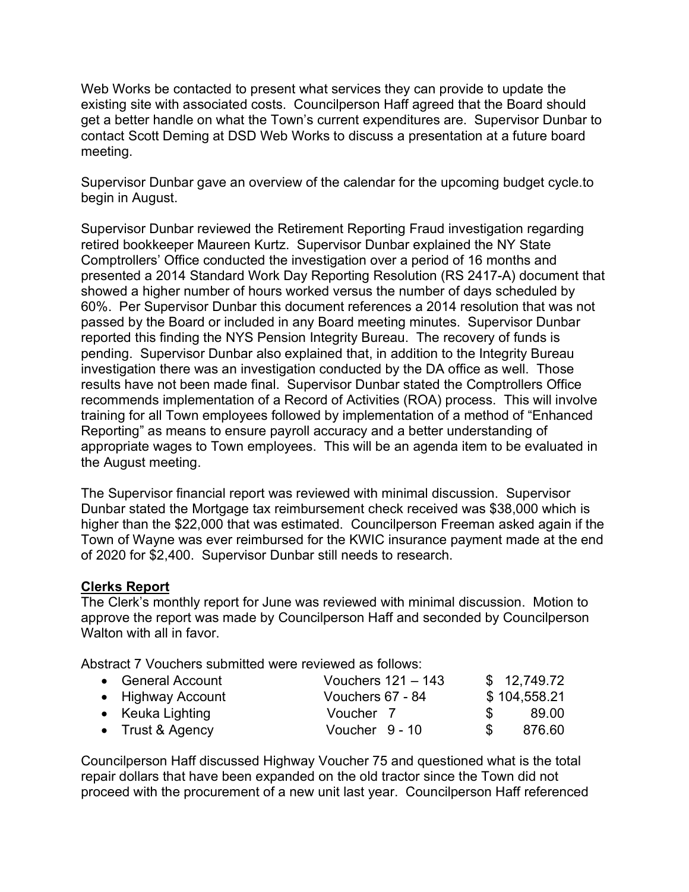Web Works be contacted to present what services they can provide to update the existing site with associated costs. Councilperson Haff agreed that the Board should get a better handle on what the Town's current expenditures are. Supervisor Dunbar to contact Scott Deming at DSD Web Works to discuss a presentation at a future board meeting.

Supervisor Dunbar gave an overview of the calendar for the upcoming budget cycle.to begin in August.

Supervisor Dunbar reviewed the Retirement Reporting Fraud investigation regarding retired bookkeeper Maureen Kurtz. Supervisor Dunbar explained the NY State Comptrollers' Office conducted the investigation over a period of 16 months and presented a 2014 Standard Work Day Reporting Resolution (RS 2417-A) document that showed a higher number of hours worked versus the number of days scheduled by 60%. Per Supervisor Dunbar this document references a 2014 resolution that was not passed by the Board or included in any Board meeting minutes. Supervisor Dunbar reported this finding the NYS Pension Integrity Bureau. The recovery of funds is pending. Supervisor Dunbar also explained that, in addition to the Integrity Bureau investigation there was an investigation conducted by the DA office as well. Those results have not been made final. Supervisor Dunbar stated the Comptrollers Office recommends implementation of a Record of Activities (ROA) process. This will involve training for all Town employees followed by implementation of a method of "Enhanced Reporting" as means to ensure payroll accuracy and a better understanding of appropriate wages to Town employees. This will be an agenda item to be evaluated in the August meeting.

The Supervisor financial report was reviewed with minimal discussion. Supervisor Dunbar stated the Mortgage tax reimbursement check received was $38,000 which is higher than the $22,000 that was estimated. Councilperson Freeman asked again if the Town of Wayne was ever reimbursed for the KWIC insurance payment made at the end of 2020 for $2,400. Supervisor Dunbar still needs to research.

**Clerks Report**

The Clerk's monthly report for June was reviewed with minimal discussion. Motion to approve the report was made by Councilperson Haff and seconded by Councilperson Walton with all in favor.

Abstract 7 Vouchers submitted were reviewed as follows:

| | | |
|---|---|---|
| • General Account | Vouchers 121 – 143 | $ 12,749.72 |
| • Highway Account | Vouchers 67 - 84 | $ 104,558.21 |
| • Keuka Lighting | Voucher 7 | $ 89.00 |
| • Trust & Agency | Voucher 9 - 10 | $ 876.60 |

Councilperson Haff discussed Highway Voucher 75 and questioned what is the total repair dollars that have been expanded on the old tractor since the Town did not proceed with the procurement of a new unit last year. Councilperson Haff referenced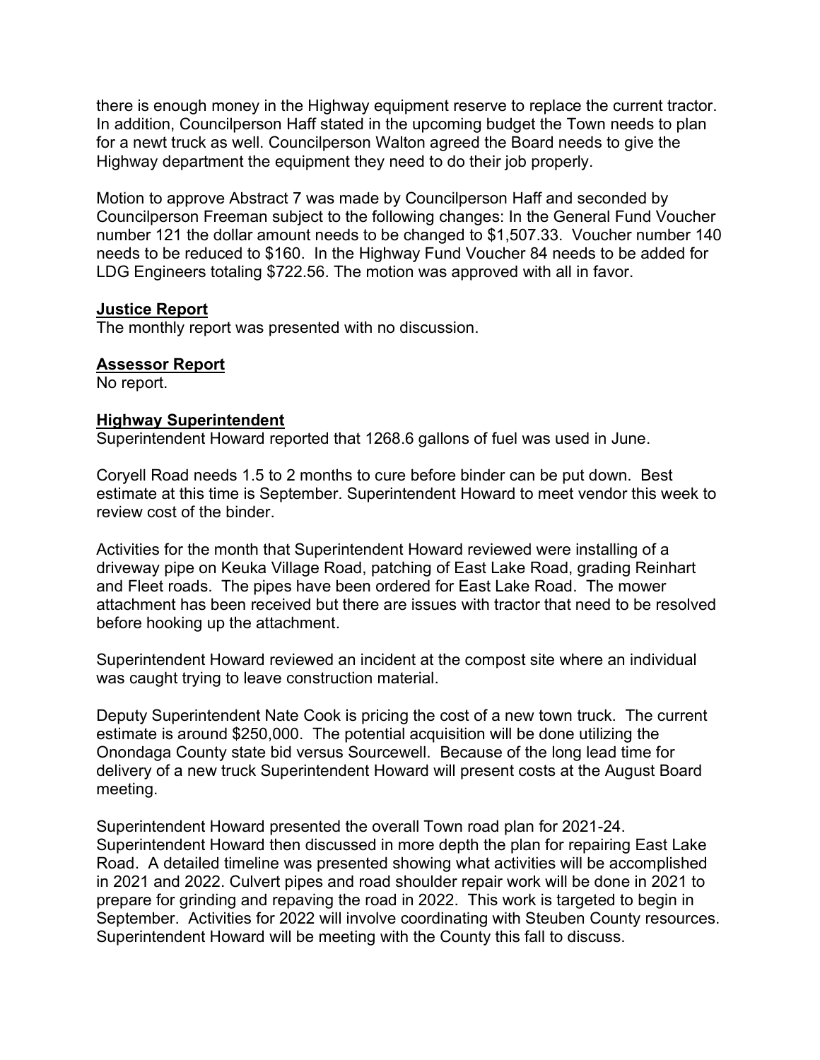there is enough money in the Highway equipment reserve to replace the current tractor. In addition, Councilperson Haff stated in the upcoming budget the Town needs to plan for a newt truck as well. Councilperson Walton agreed the Board needs to give the Highway department the equipment they need to do their job properly.

Motion to approve Abstract 7 was made by Councilperson Haff and seconded by Councilperson Freeman subject to the following changes: In the General Fund Voucher number 121 the dollar amount needs to be changed to $1,507.33. Voucher number 140 needs to be reduced to $160. In the Highway Fund Voucher 84 needs to be added for LDG Engineers totaling $722.56. The motion was approved with all in favor.

**Justice Report**

The monthly report was presented with no discussion.

**Assessor Report**

No report.

**Highway Superintendent**

Superintendent Howard reported that 1268.6 gallons of fuel was used in June.

Coryell Road needs 1.5 to 2 months to cure before binder can be put down. Best estimate at this time is September. Superintendent Howard to meet vendor this week to review cost of the binder.

Activities for the month that Superintendent Howard reviewed were installing of a driveway pipe on Keuka Village Road, patching of East Lake Road, grading Reinhart and Fleet roads. The pipes have been ordered for East Lake Road. The mower attachment has been received but there are issues with tractor that need to be resolved before hooking up the attachment.

Superintendent Howard reviewed an incident at the compost site where an individual was caught trying to leave construction material.

Deputy Superintendent Nate Cook is pricing the cost of a new town truck. The current estimate is around $250,000. The potential acquisition will be done utilizing the Onondaga County state bid versus Sourcewell. Because of the long lead time for delivery of a new truck Superintendent Howard will present costs at the August Board meeting.

Superintendent Howard presented the overall Town road plan for 2021-24. Superintendent Howard then discussed in more depth the plan for repairing East Lake Road. A detailed timeline was presented showing what activities will be accomplished in 2021 and 2022. Culvert pipes and road shoulder repair work will be done in 2021 to prepare for grinding and repaving the road in 2022. This work is targeted to begin in September. Activities for 2022 will involve coordinating with Steuben County resources. Superintendent Howard will be meeting with the County this fall to discuss.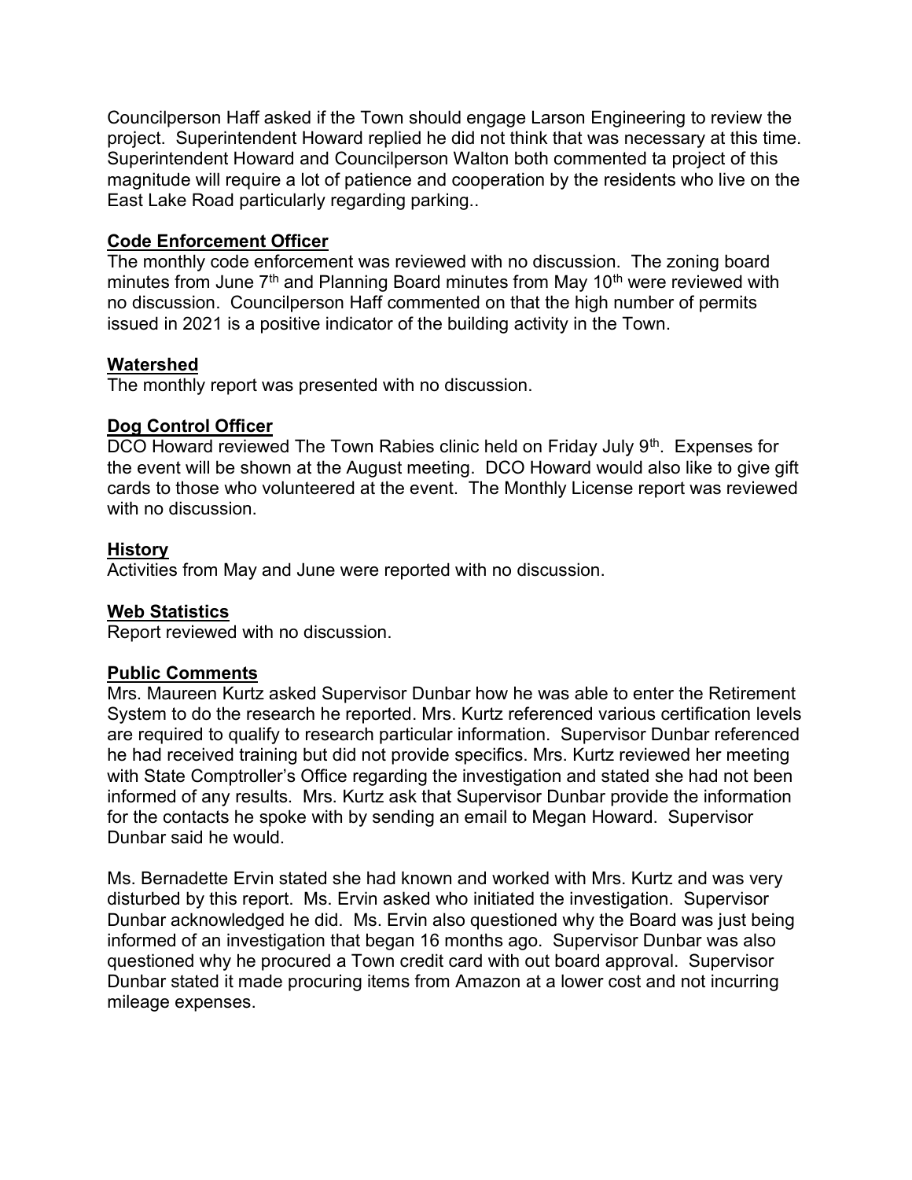Councilperson Haff asked if the Town should engage Larson Engineering to review the project. Superintendent Howard replied he did not think that was necessary at this time. Superintendent Howard and Councilperson Walton both commented ta project of this magnitude will require a lot of patience and cooperation by the residents who live on the East Lake Road particularly regarding parking..

**Code Enforcement Officer**

The monthly code enforcement was reviewed with no discussion. The zoning board minutes from June 7th and Planning Board minutes from May 10th were reviewed with no discussion. Councilperson Haff commented on that the high number of permits issued in 2021 is a positive indicator of the building activity in the Town.

**Watershed**

The monthly report was presented with no discussion.

**Dog Control Officer**

DCO Howard reviewed The Town Rabies clinic held on Friday July 9th. Expenses for the event will be shown at the August meeting. DCO Howard would also like to give gift cards to those who volunteered at the event. The Monthly License report was reviewed with no discussion.

**History**

Activities from May and June were reported with no discussion.

**Web Statistics**

Report reviewed with no discussion.

**Public Comments**

Mrs. Maureen Kurtz asked Supervisor Dunbar how he was able to enter the Retirement System to do the research he reported. Mrs. Kurtz referenced various certification levels are required to qualify to research particular information. Supervisor Dunbar referenced he had received training but did not provide specifics. Mrs. Kurtz reviewed her meeting with State Comptroller's Office regarding the investigation and stated she had not been informed of any results. Mrs. Kurtz ask that Supervisor Dunbar provide the information for the contacts he spoke with by sending an email to Megan Howard. Supervisor Dunbar said he would.

Ms. Bernadette Ervin stated she had known and worked with Mrs. Kurtz and was very disturbed by this report. Ms. Ervin asked who initiated the investigation. Supervisor Dunbar acknowledged he did. Ms. Ervin also questioned why the Board was just being informed of an investigation that began 16 months ago. Supervisor Dunbar was also questioned why he procured a Town credit card with out board approval. Supervisor Dunbar stated it made procuring items from Amazon at a lower cost and not incurring mileage expenses.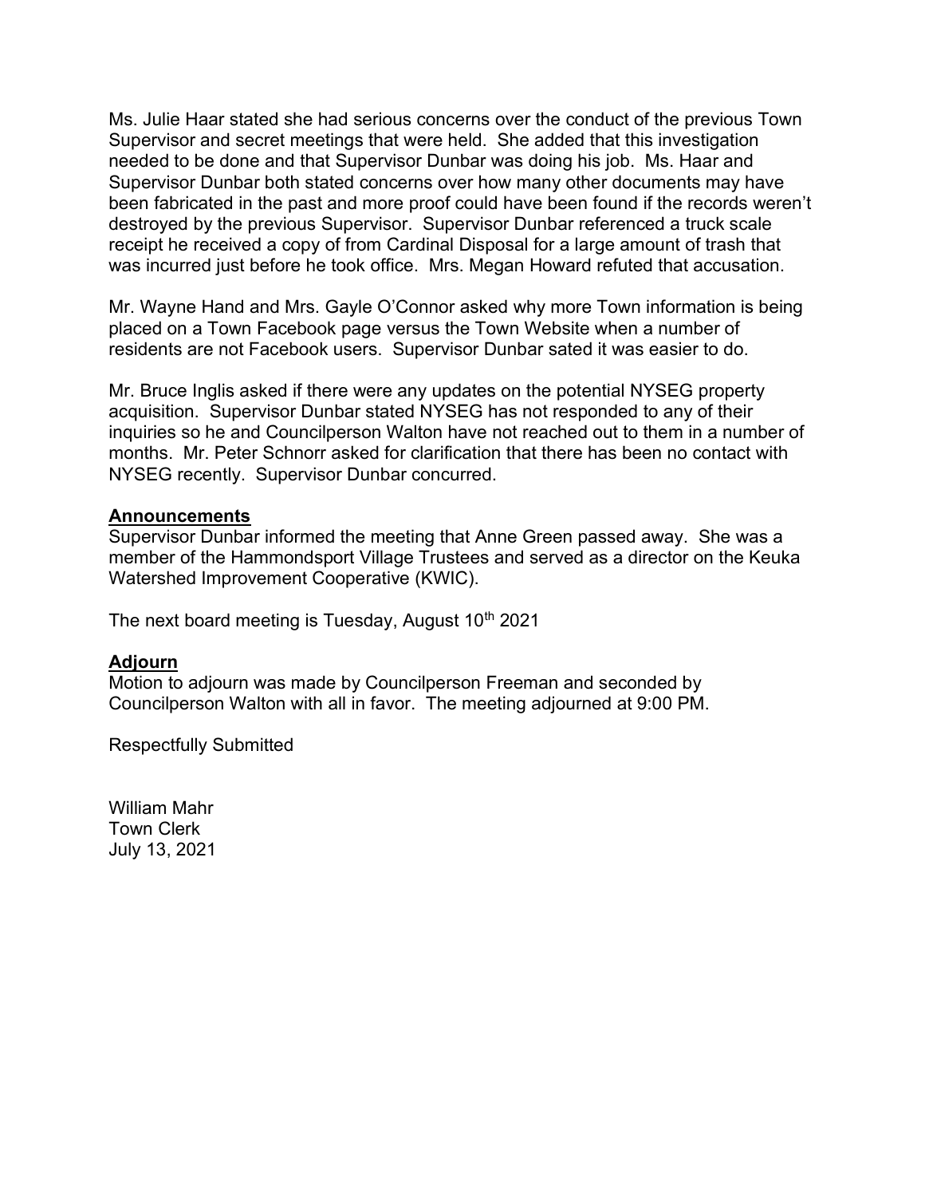Ms. Julie Haar stated she had serious concerns over the conduct of the previous Town Supervisor and secret meetings that were held. She added that this investigation needed to be done and that Supervisor Dunbar was doing his job. Ms. Haar and Supervisor Dunbar both stated concerns over how many other documents may have been fabricated in the past and more proof could have been found if the records weren't destroyed by the previous Supervisor. Supervisor Dunbar referenced a truck scale receipt he received a copy of from Cardinal Disposal for a large amount of trash that was incurred just before he took office. Mrs. Megan Howard refuted that accusation.

Mr. Wayne Hand and Mrs. Gayle O'Connor asked why more Town information is being placed on a Town Facebook page versus the Town Website when a number of residents are not Facebook users. Supervisor Dunbar sated it was easier to do.

Mr. Bruce Inglis asked if there were any updates on the potential NYSEG property acquisition. Supervisor Dunbar stated NYSEG has not responded to any of their inquiries so he and Councilperson Walton have not reached out to them in a number of months. Mr. Peter Schnorr asked for clarification that there has been no contact with NYSEG recently. Supervisor Dunbar concurred.

**Announcements**

Supervisor Dunbar informed the meeting that Anne Green passed away. She was a member of the Hammondsport Village Trustees and served as a director on the Keuka Watershed Improvement Cooperative (KWIC).

The next board meeting is Tuesday, August 10th 2021

**Adjourn**

Motion to adjourn was made by Councilperson Freeman and seconded by Councilperson Walton with all in favor. The meeting adjourned at 9:00 PM.

Respectfully Submitted

William Mahr
Town Clerk
July 13, 2021